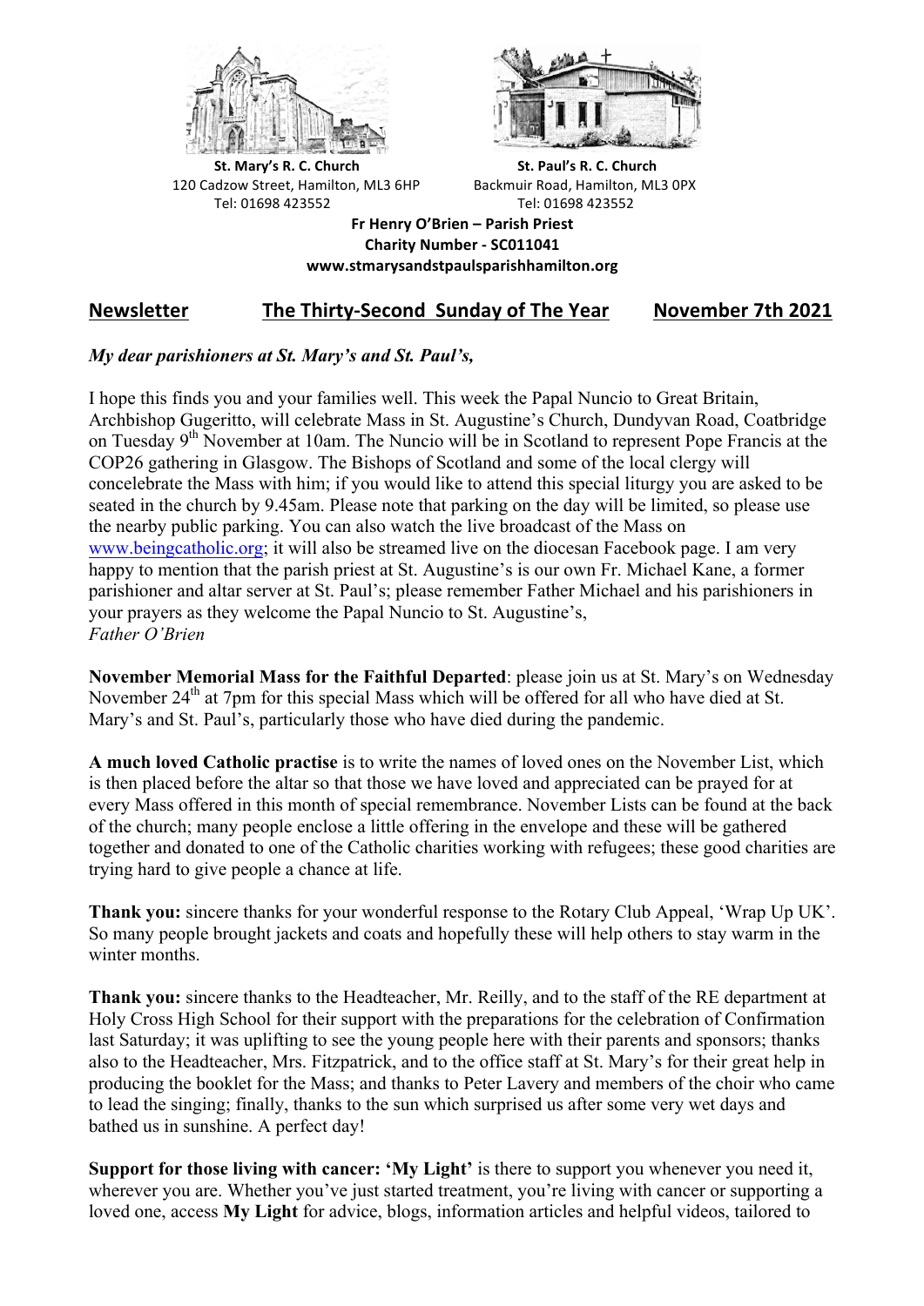**St. Mary's R. C. Church**
120 Cadzow Street, Hamilton, ML3 6HP
Tel: 01698 423552

**St. Paul's R. C. Church**
Backmuir Road, Hamilton, ML3 0PX
Tel: 01698 423552

**Fr Henry O'Brien – Parish Priest**
**Charity Number - SC011041**
**www.stmarysandstpaulsparishhamilton.org**

## Newsletter — The Thirty-Second Sunday of The Year — November 7th 2021

***My dear parishioners at St. Mary's and St. Paul's,***

I hope this finds you and your families well. This week the Papal Nuncio to Great Britain, Archbishop Gugeritto, will celebrate Mass in St. Augustine's Church, Dundyvan Road, Coatbridge on Tuesday 9th November at 10am. The Nuncio will be in Scotland to represent Pope Francis at the COP26 gathering in Glasgow. The Bishops of Scotland and some of the local clergy will concelebrate the Mass with him; if you would like to attend this special liturgy you are asked to be seated in the church by 9.45am. Please note that parking on the day will be limited, so please use the nearby public parking. You can also watch the live broadcast of the Mass on www.beingcatholic.org; it will also be streamed live on the diocesan Facebook page. I am very happy to mention that the parish priest at St. Augustine's is our own Fr. Michael Kane, a former parishioner and altar server at St. Paul's; please remember Father Michael and his parishioners in your prayers as they welcome the Papal Nuncio to St. Augustine's,
*Father O'Brien*

**November Memorial Mass for the Faithful Departed**: please join us at St. Mary's on Wednesday November 24th at 7pm for this special Mass which will be offered for all who have died at St. Mary's and St. Paul's, particularly those who have died during the pandemic.

**A much loved Catholic practise** is to write the names of loved ones on the November List, which is then placed before the altar so that those we have loved and appreciated can be prayed for at every Mass offered in this month of special remembrance. November Lists can be found at the back of the church; many people enclose a little offering in the envelope and these will be gathered together and donated to one of the Catholic charities working with refugees; these good charities are trying hard to give people a chance at life.

**Thank you:** sincere thanks for your wonderful response to the Rotary Club Appeal, 'Wrap Up UK'. So many people brought jackets and coats and hopefully these will help others to stay warm in the winter months.

**Thank you:** sincere thanks to the Headteacher, Mr. Reilly, and to the staff of the RE department at Holy Cross High School for their support with the preparations for the celebration of Confirmation last Saturday; it was uplifting to see the young people here with their parents and sponsors; thanks also to the Headteacher, Mrs. Fitzpatrick, and to the office staff at St. Mary's for their great help in producing the booklet for the Mass; and thanks to Peter Lavery and members of the choir who came to lead the singing; finally, thanks to the sun which surprised us after some very wet days and bathed us in sunshine. A perfect day!

**Support for those living with cancer: 'My Light'** is there to support you whenever you need it, wherever you are. Whether you've just started treatment, you're living with cancer or supporting a loved one, access **My Light** for advice, blogs, information articles and helpful videos, tailored to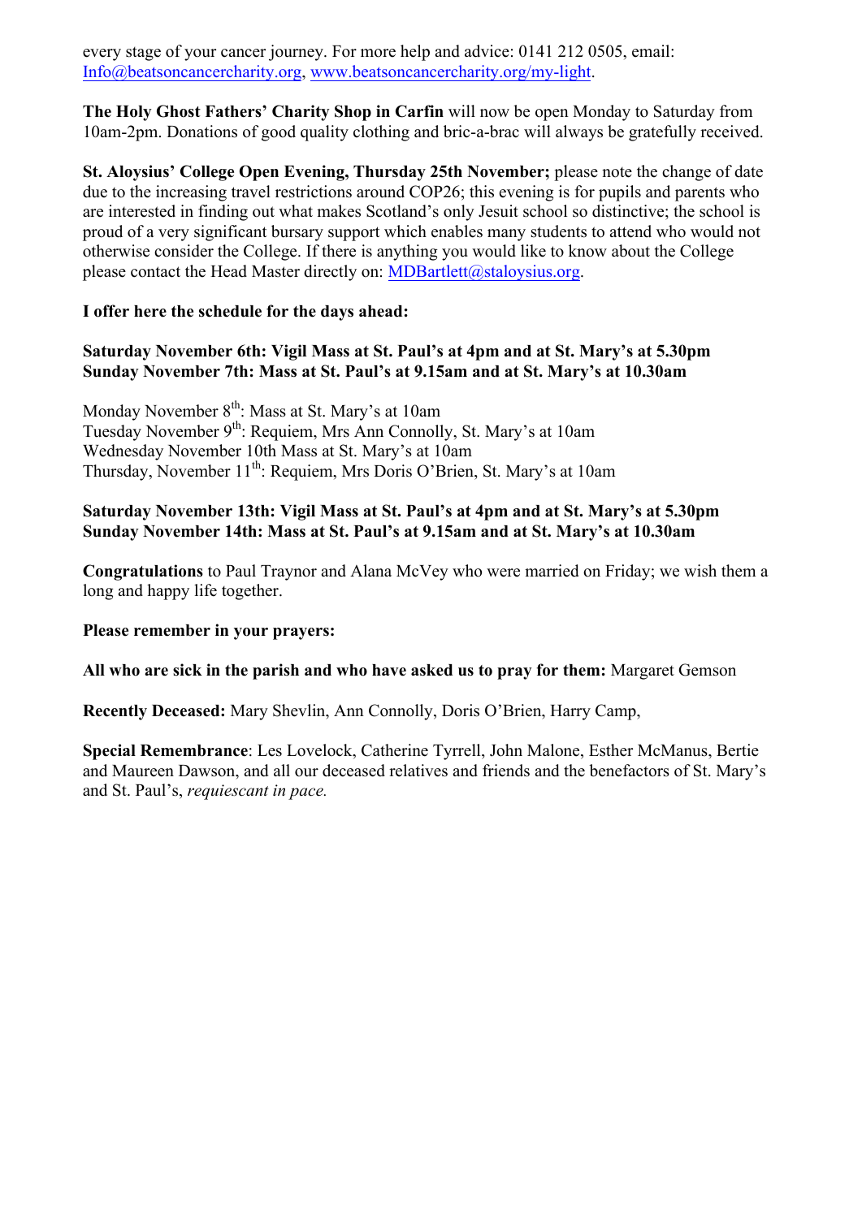every stage of your cancer journey. For more help and advice: 0141 212 0505, email: Info@beatsoncancercharity.org, www.beatsoncancercharity.org/my-light.

**The Holy Ghost Fathers' Charity Shop in Carfin** will now be open Monday to Saturday from 10am-2pm. Donations of good quality clothing and bric-a-brac will always be gratefully received.

**St. Aloysius' College Open Evening, Thursday 25th November;** please note the change of date due to the increasing travel restrictions around COP26; this evening is for pupils and parents who are interested in finding out what makes Scotland's only Jesuit school so distinctive; the school is proud of a very significant bursary support which enables many students to attend who would not otherwise consider the College. If there is anything you would like to know about the College please contact the Head Master directly on: MDBartlett@staloysius.org.

**I offer here the schedule for the days ahead:**

**Saturday November 6th: Vigil Mass at St. Paul's at 4pm and at St. Mary's at 5.30pm**
**Sunday November 7th: Mass at St. Paul's at 9.15am and at St. Mary's at 10.30am**

Monday November 8th: Mass at St. Mary's at 10am
Tuesday November 9th: Requiem, Mrs Ann Connolly, St. Mary's at 10am
Wednesday November 10th Mass at St. Mary's at 10am
Thursday, November 11th: Requiem, Mrs Doris O'Brien, St. Mary's at 10am

**Saturday November 13th: Vigil Mass at St. Paul's at 4pm and at St. Mary's at 5.30pm**
**Sunday November 14th: Mass at St. Paul's at 9.15am and at St. Mary's at 10.30am**

**Congratulations** to Paul Traynor and Alana McVey who were married on Friday; we wish them a long and happy life together.

**Please remember in your prayers:**

**All who are sick in the parish and who have asked us to pray for them:** Margaret Gemson

**Recently Deceased:** Mary Shevlin, Ann Connolly, Doris O'Brien, Harry Camp,

**Special Remembrance**: Les Lovelock, Catherine Tyrrell, John Malone, Esther McManus, Bertie and Maureen Dawson, and all our deceased relatives and friends and the benefactors of St. Mary's and St. Paul's, *requiescant in pace.*